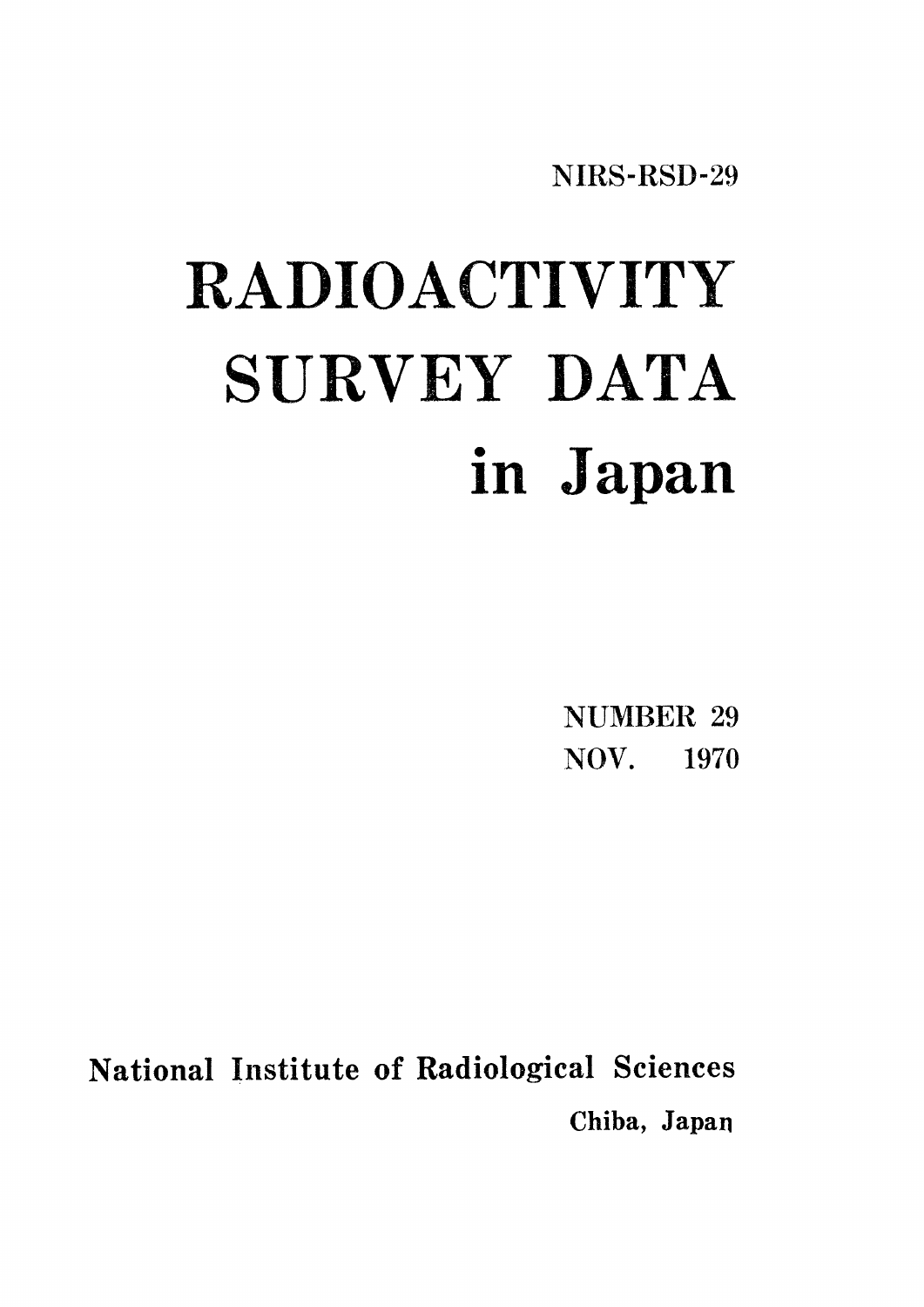NIRS-RSD-29

# RADIOACTIVITY SURVEY DATA in Japan

NUMBER 29

NOV. 1970

National Institute of Radiological Sciences

Chiba, Japan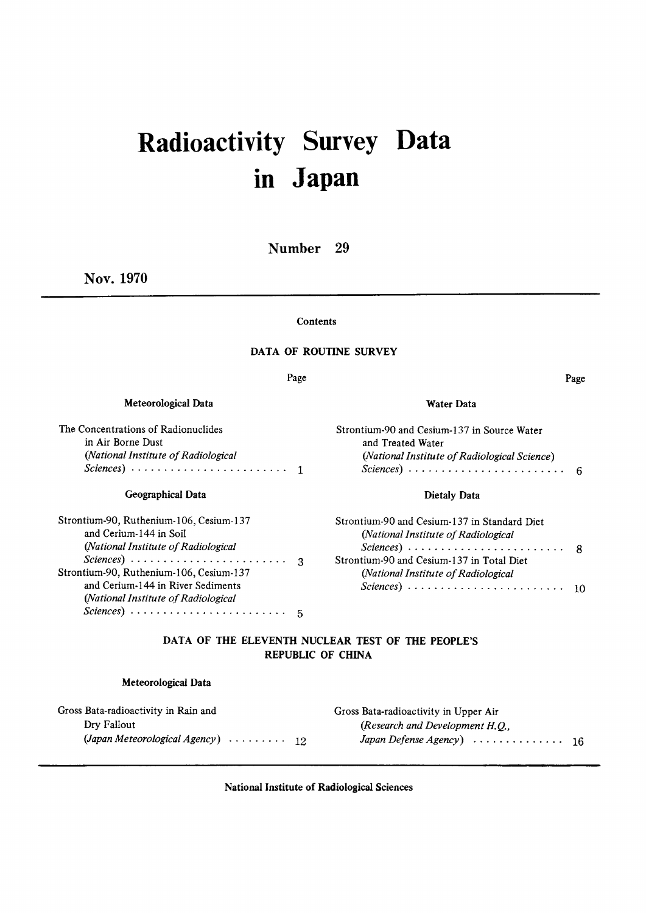# Radioactivity Survey Data in Japan

**Number 29**

**Nov. 1970**

**Contents**

**DATA OF ROUTINE SURVEY**

**Meteorological Data**

The Concentrations of Radionuclides in Air Borne Dust (*National Institute of Radiological Sciences*) ........................ 1

**Geographical Data**

Strontium-90, Ruthenium-106, Cesium-137 and Cerium-144 in Soil (*National Institute of Radiological Sciences*) ........................ 3

Strontium-90, Ruthenium-106, Cesium-137 and Cerium-144 in River Sediments (*National Institute of Radiological Sciences*) ........................ 5

**Water Data**

Strontium-90 and Cesium-137 in Source Water and Treated Water (*National Institute of Radiological Science*) *Sciences*) ........................ 6

**Dietaly Data**

Strontium-90 and Cesium-137 in Standard Diet (*National Institute of Radiological Sciences*) ........................ 8

Strontium-90 and Cesium-137 in Total Diet (*National Institute of Radiological Sciences*) ........................ 10

**DATA OF THE ELEVENTH NUCLEAR TEST OF THE PEOPLE'S REPUBLIC OF CHINA**

**Meteorological Data**

Gross Bata-radioactivity in Rain and Dry Fallout (*Japan Meteorological Agency*) ......... 12

Gross Bata-radioactivity in Upper Air (*Research and Development H.Q., Japan Defense Agency*) .............. 16

**National Institute of Radiological Sciences**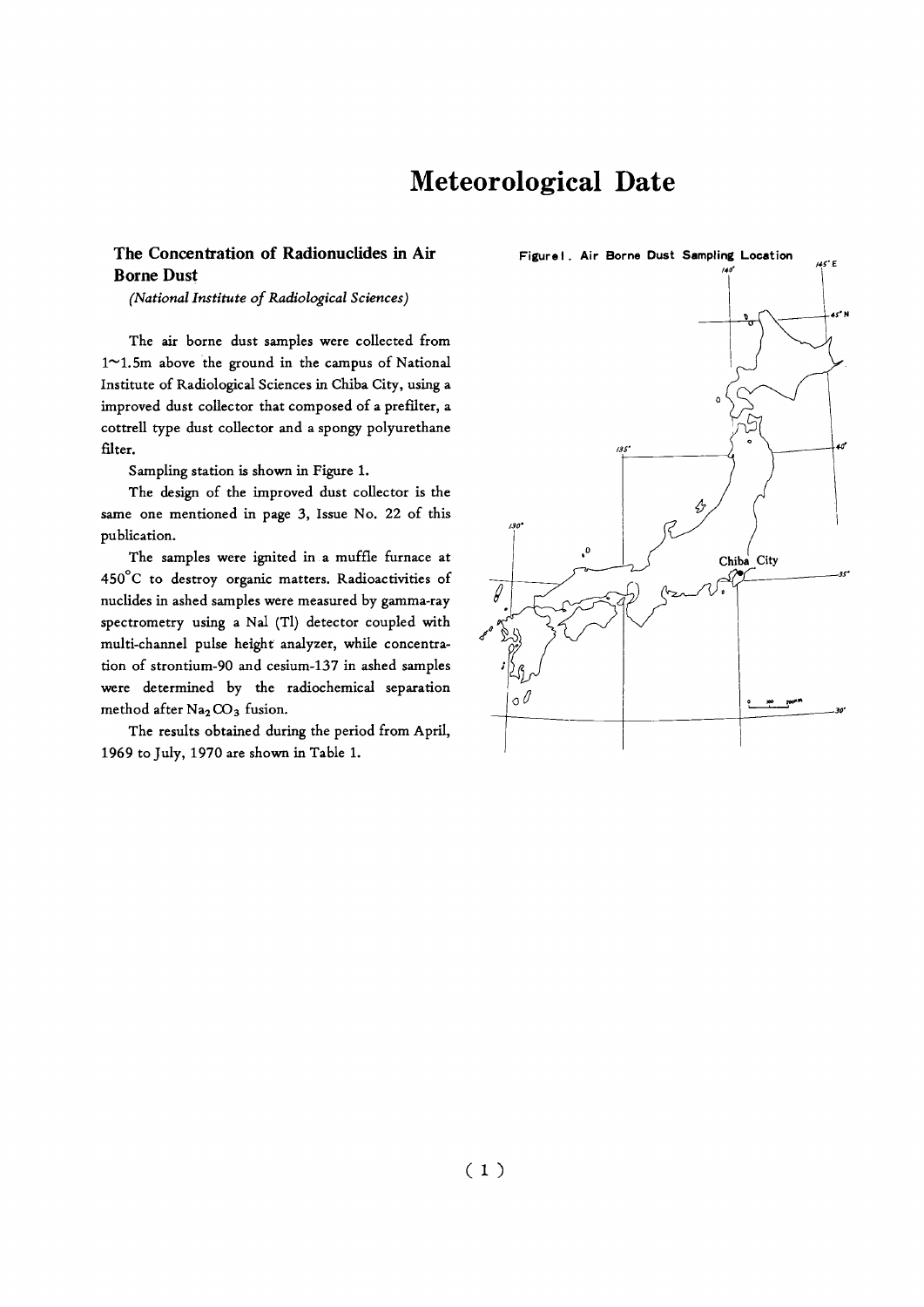# Meteorological Date

## The Concentration of Radionuclides in Air Borne Dust

*(National Institute of Radiological Sciences)*

The air borne dust samples were collected from 1~1.5m above the ground in the campus of National Institute of Radiological Sciences in Chiba City, using a improved dust collector that composed of a prefilter, a cottrell type dust collector and a spongy polyurethane filter.

Sampling station is shown in Figure 1.

The design of the improved dust collector is the same one mentioned in page 3, Issue No. 22 of this publication.

The samples were ignited in a muffle furnace at 450°C to destroy organic matters. Radioactivities of nuclides in ashed samples were measured by gamma-ray spectrometry using a NaI (Tl) detector coupled with multi-channel pulse height analyzer, while concentration of strontium-90 and cesium-137 in ashed samples were determined by the radiochemical separation method after $Na_2CO_3$ fusion.

The results obtained during the period from April, 1969 to July, 1970 are shown in Table 1.

Figure 1. Air Borne Dust Sampling Location

140°
145°E
45°N
40°
135°
130°
Chiba City
35°
30°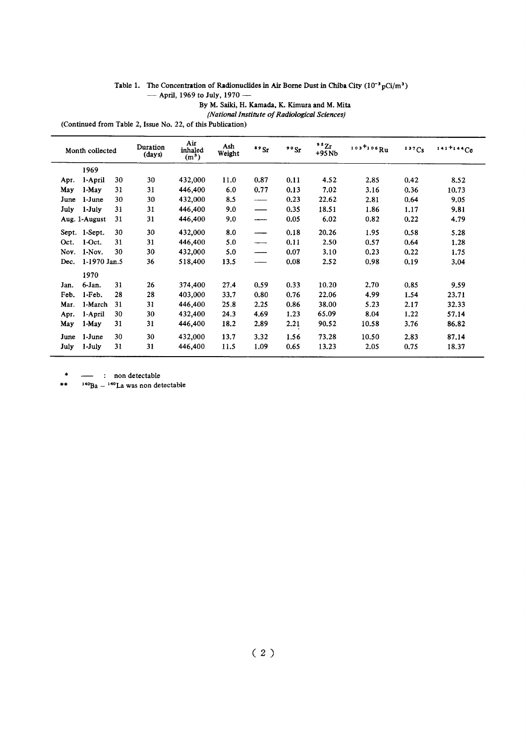Table 1. The Concentration of Radionuclides in Air Borne Dust in Chiba City ($10^{-3}$ pCi/$m^3$)

— April, 1969 to July, 1970 —

By M. Saiki, H. Kamada, K. Kimura and M. Mita

*(National Institute of Radiological Sciences)*

(Continued from Table 2, Issue No. 22, of this Publication)

| Month collected | | | Duration (days) | Air inhaled ($m^3$) | Ash Weight | $^{89}Sr$ | $^{90}Sr$ | $^{95}Zr$ $+^{95}Nb$ | $^{103+106}Ru$ | $^{137}Cs$ | $^{141+144}Ce$ |
|---|---|---|---|---|---|---|---|---|---|---|---|
| | 1969 | | | | | | | | | | |
| Apr. | 1-April | 30 | 30 | 432,000 | 11.0 | 0.87 | 0.11 | 4.52 | 2.85 | 0.42 | 8.52 |
| May | 1-May | 31 | 31 | 446,400 | 6.0 | 0.77 | 0.13 | 7.02 | 3.16 | 0.36 | 10.73 |
| June | 1-June | 30 | 30 | 432,000 | 8.5 | — | 0.23 | 22.62 | 2.81 | 0.64 | 9.05 |
| July | 1-July | 31 | 31 | 446,400 | 9.0 | — | 0.35 | 18.51 | 1.86 | 1.17 | 9.81 |
| Aug. | 1-August | 31 | 31 | 446,400 | 9.0 | — | 0.05 | 6.02 | 0.82 | 0.22 | 4.79 |
| Sept. | 1-Sept. | 30 | 30 | 432,000 | 8.0 | — | 0.18 | 20.26 | 1.95 | 0.58 | 5.28 |
| Oct. | 1-Oct. | 31 | 31 | 446,400 | 5.0 | — | 0.11 | 2.50 | 0.57 | 0.64 | 1.28 |
| Nov. | 1-Nov. | 30 | 30 | 432,000 | 5.0 | — | 0.07 | 3.10 | 0.23 | 0.22 | 1.75 |
| Dec. | 1-1970 Jan.5 | | 36 | 518,400 | 13.5 | — | 0.08 | 2.52 | 0.98 | 0.19 | 3.04 |
| | 1970 | | | | | | | | | | |
| Jan. | 6-Jan. | 31 | 26 | 374,400 | 27.4 | 0.59 | 0.33 | 10.20 | 2.70 | 0.85 | 9.59 |
| Feb. | 1-Feb. | 28 | 28 | 403,000 | 33.7 | 0.80 | 0.76 | 22.06 | 4.99 | 1.54 | 23.71 |
| Mar. | 1-March | 31 | 31 | 446,400 | 25.8 | 2.25 | 0.86 | 38.00 | 5.23 | 2.17 | 32.33 |
| Apr. | 1-April | 30 | 30 | 432,400 | 24.3 | 4.69 | 1.23 | 65.09 | 8.04 | 1.22 | 57.14 |
| May | 1-May | 31 | 31 | 446,400 | 18.2 | 2.89 | 2.21 | 90.52 | 10.58 | 3.76 | 86.82 |
| June | 1-June | 30 | 30 | 432,000 | 13.7 | 3.32 | 1.56 | 73.28 | 10.50 | 2.83 | 87.14 |
| July | 1-July | 31 | 31 | 446,400 | 11.5 | 1.09 | 0.65 | 13.23 | 2.05 | 0.75 | 18.37 |

\* — : non detectable

\*\* $^{140}Ba - ^{140}La$ was non detectable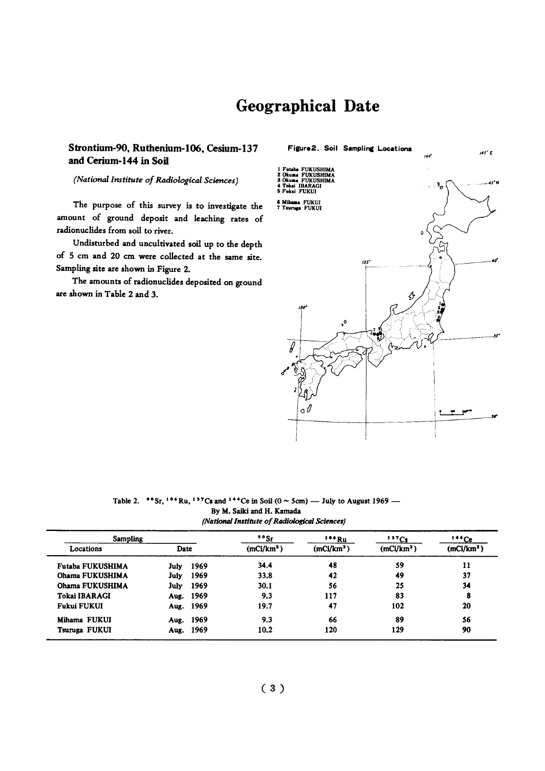# Geographical Date

## Strontium-90, Ruthenium-106, Cesium-137 and Cerium-144 in Soil

*(National Institute of Radiological Sciences)*

The purpose of this survey is to investigate the amount of ground deposit and leaching rates of radionuclides from soil to river.

Undisturbed and uncultivated soil up to the depth of 5 cm and 20 cm were collected at the same site. Sampling site are shown in Figure 2.

The amounts of radionuclides deposited on ground are shown in Table 2 and 3.

Figure2. Soil Sampling Locations

1 Futaba FUKUSHIMA
2 Okuma FUKUSHIMA
3 Okuma FUKUSHIMA
4 Tokai IBARAGI
5 Fukui FUKUI
6 Mihama FUKUI
7 Tsuruga FUKUI

140°
145° E
45° N
40°
135°
130°
35°
30°

Table 2. $^{90}Sr$, $^{106}Ru$, $^{137}Cs$ and $^{144}Ce$ in Soil (0 ~ 5cm) — July to August 1969 —
By M. Saiki and H. Kamada
*(National Institute of Radiological Sciences)*

| Sampling Locations | Sampling Date | $^{90}Sr$ (mCi/km²) | $^{106}Ru$ (mCi/km²) | $^{137}Cs$ (mCi/km²) | $^{144}Ce$ (mCi/km²) |
|---|---|---|---|---|---|
| Futaba FUKUSHIMA | July 1969 | 34.4 | 48 | 59 | 11 |
| Ohama FUKUSHIMA | July 1969 | 33.8 | 42 | 49 | 37 |
| Ohama FUKUSHIMA | July 1969 | 30.1 | 56 | 25 | 34 |
| Tokai IBARAGI | Aug. 1969 | 9.3 | 117 | 83 | 8 |
| Fukui FUKUI | Aug. 1969 | 19.7 | 47 | 102 | 20 |
| Mihama FUKUI | Aug. 1969 | 9.3 | 66 | 89 | 56 |
| Tsuruga FUKUI | Aug. 1969 | 10.2 | 120 | 129 | 90 |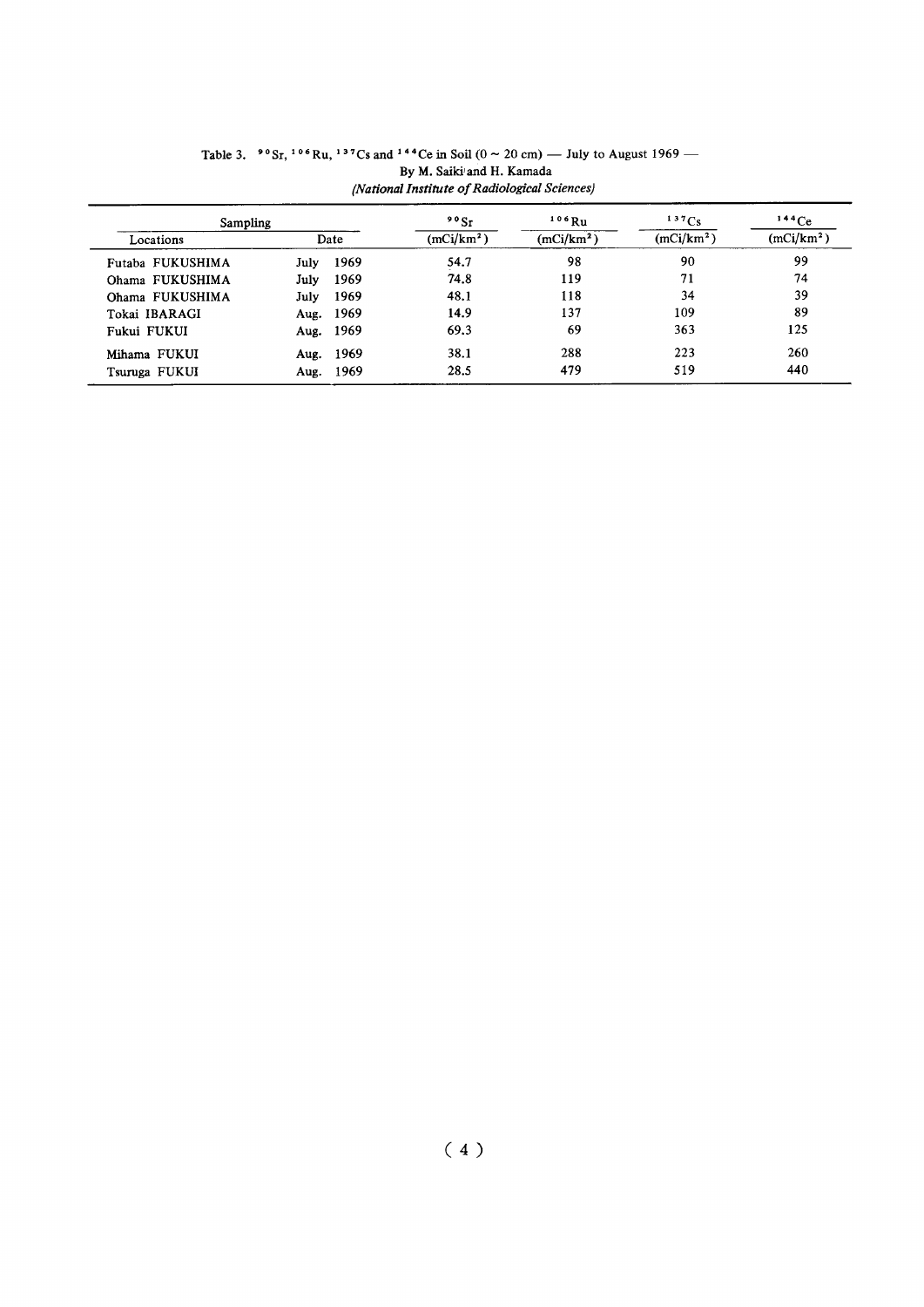Table 3. $^{90}Sr$, $^{106}Ru$, $^{137}Cs$ and $^{144}Ce$ in Soil (0 ~ 20 cm) — July to August 1969 —
By M. Saiki and H. Kamada
*(National Institute of Radiological Sciences)*

| Sampling | | $^{90}Sr$ | $^{106}Ru$ | $^{137}Cs$ | $^{144}Ce$ |
|---|---|---|---|---|---|
| Locations | Date | ($mCi/km^2$) | ($mCi/km^2$) | ($mCi/km^2$) | ($mCi/km^2$) |
| Futaba FUKUSHIMA | July 1969 | 54.7 | 98 | 90 | 99 |
| Ohama FUKUSHIMA | July 1969 | 74.8 | 119 | 71 | 74 |
| Ohama FUKUSHIMA | July 1969 | 48.1 | 118 | 34 | 39 |
| Tokai IBARAGI | Aug. 1969 | 14.9 | 137 | 109 | 89 |
| Fukui FUKUI | Aug. 1969 | 69.3 | 69 | 363 | 125 |
| Mihama FUKUI | Aug. 1969 | 38.1 | 288 | 223 | 260 |
| Tsuruga FUKUI | Aug. 1969 | 28.5 | 479 | 519 | 440 |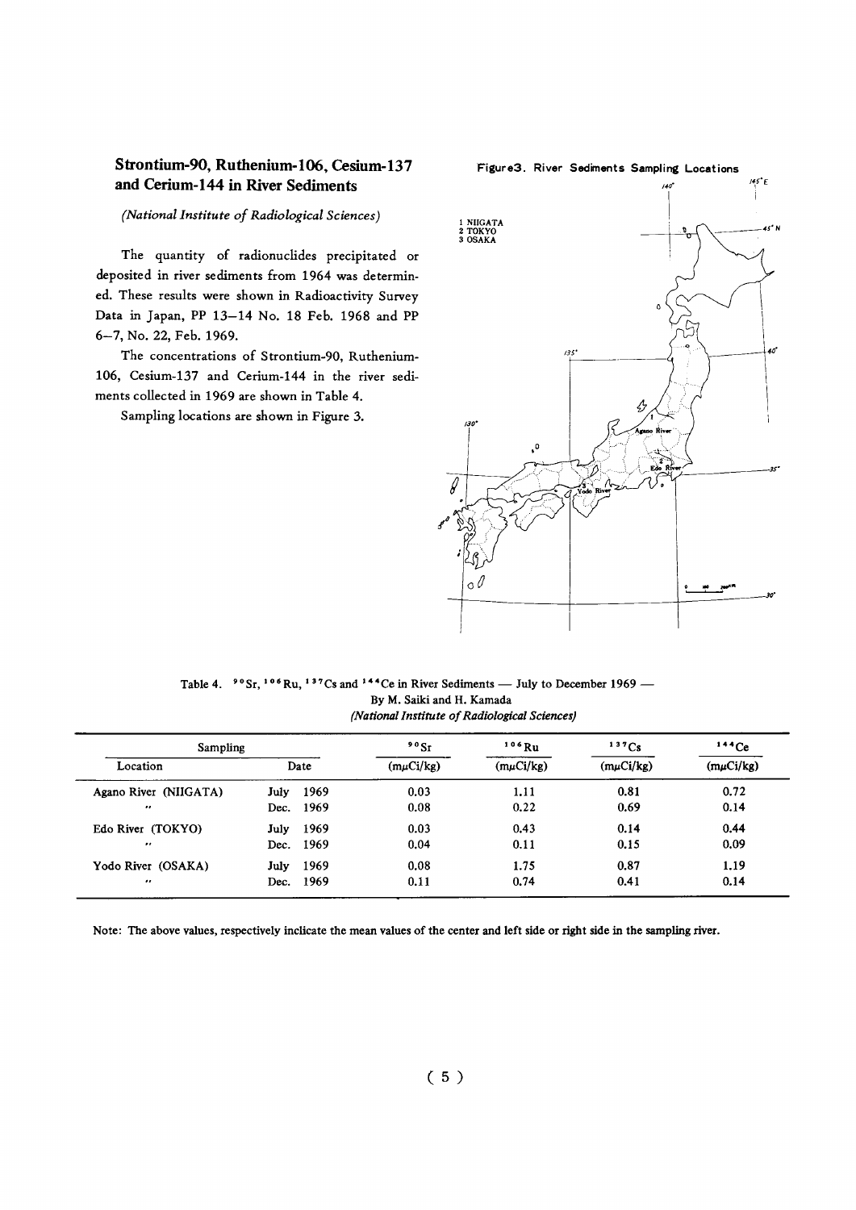## Strontium-90, Ruthenium-106, Cesium-137 and Cerium-144 in River Sediments

*(National Institute of Radiological Sciences)*

The quantity of radionuclides precipitated or deposited in river sediments from 1964 was determined. These results were shown in Radioactivity Survey Data in Japan, PP 13–14 No. 18 Feb. 1968 and PP 6–7, No. 22, Feb. 1969.

The concentrations of Strontium-90, Ruthenium-106, Cesium-137 and Cerium-144 in the river sediments collected in 1969 are shown in Table 4.

Sampling locations are shown in Figure 3.

Figure3. River Sediments Sampling Locations

1 NIIGATA
2 TOKYO
3 OSAKA

Agano River
Edo River
Yodo River

140°
145°E
45°N
40°
135°
130°
35°
30°

Table 4. $^{90}Sr$, $^{106}Ru$, $^{137}Cs$ and $^{144}Ce$ in River Sediments — July to December 1969 —
By M. Saiki and H. Kamada
*(National Institute of Radiological Sciences)*

| Sampling | | $^{90}Sr$ | $^{106}Ru$ | $^{137}Cs$ | $^{144}Ce$ |
|---|---|---|---|---|---|
| Location | Date | (mμCi/kg) | (mμCi/kg) | (mμCi/kg) | (mμCi/kg) |
| Agano River (NIIGATA) | July 1969 | 0.03 | 1.11 | 0.81 | 0.72 |
| 〃 | Dec. 1969 | 0.08 | 0.22 | 0.69 | 0.14 |
| Edo River (TOKYO) | July 1969 | 0.03 | 0.43 | 0.14 | 0.44 |
| 〃 | Dec. 1969 | 0.04 | 0.11 | 0.15 | 0.09 |
| Yodo River (OSAKA) | July 1969 | 0.08 | 1.75 | 0.87 | 1.19 |
| 〃 | Dec. 1969 | 0.11 | 0.74 | 0.41 | 0.14 |

Note: The above values, respectively inclicate the mean values of the center and left side or right side in the sampling river.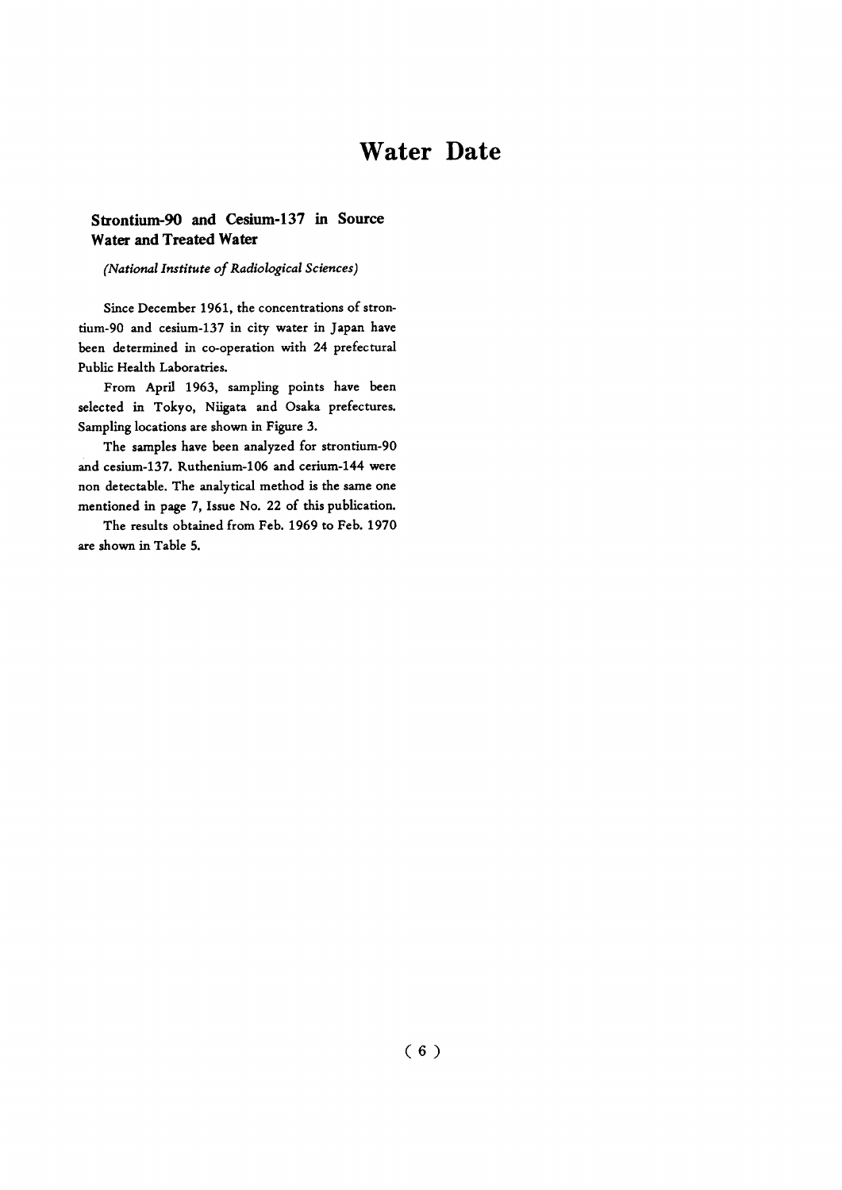# Water Date

## Strontium-90 and Cesium-137 in Source Water and Treated Water

*(National Institute of Radiological Sciences)*

Since December 1961, the concentrations of strontium-90 and cesium-137 in city water in Japan have been determined in co-operation with 24 prefectural Public Health Laboratries.

From April 1963, sampling points have been selected in Tokyo, Niigata and Osaka prefectures. Sampling locations are shown in Figure 3.

The samples have been analyzed for strontium-90 and cesium-137. Ruthenium-106 and cerium-144 were non detectable. The analytical method is the same one mentioned in page 7, Issue No. 22 of this publication.

The results obtained from Feb. 1969 to Feb. 1970 are shown in Table 5.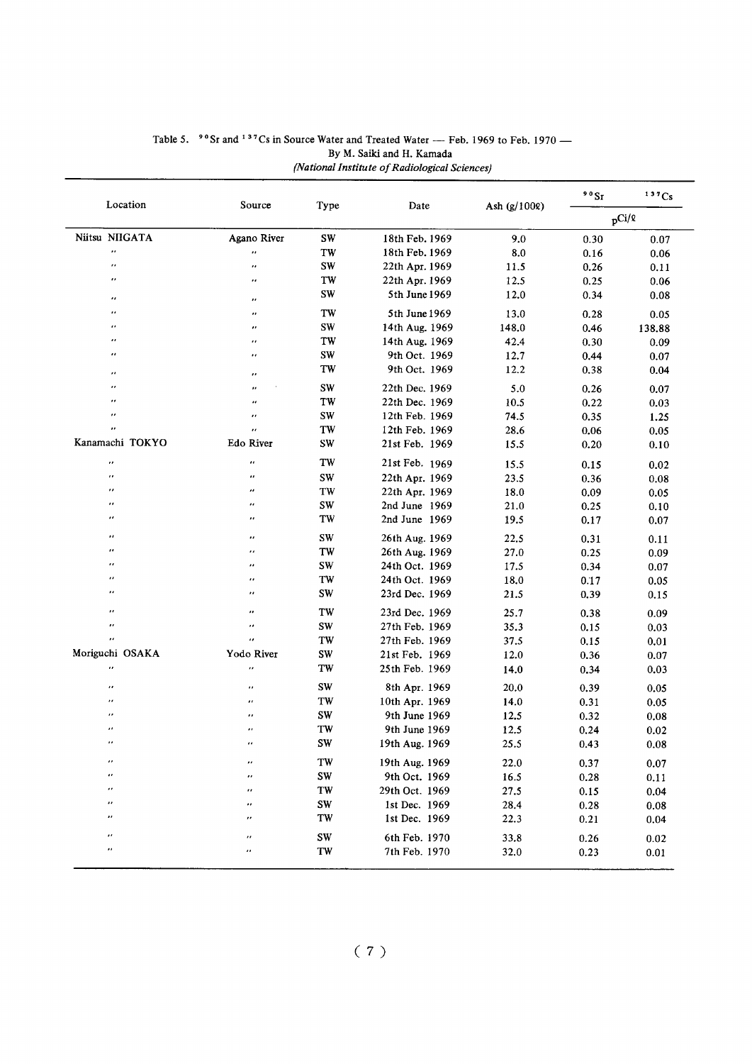Table 5. $^{90}Sr$ and $^{137}Cs$ in Source Water and Treated Water — Feb. 1969 to Feb. 1970 —
By M. Saiki and H. Kamada
*(National Institute of Radiological Sciences)*

| Location | Source | Type | Date | Ash (g/100ℓ) | $^{90}Sr$ | $^{137}Cs$ |
|---|---|---|---|---|---|---|
| | | | | | pCi/ℓ | |
| Niitsu NIIGATA | Agano River | SW | 18th Feb. 1969 | 9.0 | 0.30 | 0.07 |
| 〃 | 〃 | TW | 18th Feb. 1969 | 8.0 | 0.16 | 0.06 |
| 〃 | 〃 | SW | 22th Apr. 1969 | 11.5 | 0.26 | 0.11 |
| 〃 | 〃 | TW | 22th Apr. 1969 | 12.5 | 0.25 | 0.06 |
| 〃 | 〃 | SW | 5th June 1969 | 12.0 | 0.34 | 0.08 |
| 〃 | 〃 | TW | 5th June 1969 | 13.0 | 0.28 | 0.05 |
| 〃 | 〃 | SW | 14th Aug. 1969 | 148.0 | 0.46 | 138.88 |
| 〃 | 〃 | TW | 14th Aug. 1969 | 42.4 | 0.30 | 0.09 |
| 〃 | 〃 | SW | 9th Oct. 1969 | 12.7 | 0.44 | 0.07 |
| 〃 | 〃 | TW | 9th Oct. 1969 | 12.2 | 0.38 | 0.04 |
| 〃 | 〃 | SW | 22th Dec. 1969 | 5.0 | 0.26 | 0.07 |
| 〃 | 〃 | TW | 22th Dec. 1969 | 10.5 | 0.22 | 0.03 |
| 〃 | 〃 | SW | 12th Feb. 1969 | 74.5 | 0.35 | 1.25 |
| 〃 | 〃 | TW | 12th Feb. 1969 | 28.6 | 0.06 | 0.05 |
| Kanamachi TOKYO | Edo River | SW | 21st Feb. 1969 | 15.5 | 0.20 | 0.10 |
| 〃 | 〃 | TW | 21st Feb. 1969 | 15.5 | 0.15 | 0.02 |
| 〃 | 〃 | SW | 22th Apr. 1969 | 23.5 | 0.36 | 0.08 |
| 〃 | 〃 | TW | 22th Apr. 1969 | 18.0 | 0.09 | 0.05 |
| 〃 | 〃 | SW | 2nd June 1969 | 21.0 | 0.25 | 0.10 |
| 〃 | 〃 | TW | 2nd June 1969 | 19.5 | 0.17 | 0.07 |
| 〃 | 〃 | SW | 26th Aug. 1969 | 22.5 | 0.31 | 0.11 |
| 〃 | 〃 | TW | 26th Aug. 1969 | 27.0 | 0.25 | 0.09 |
| 〃 | 〃 | SW | 24th Oct. 1969 | 17.5 | 0.34 | 0.07 |
| 〃 | 〃 | TW | 24th Oct. 1969 | 18.0 | 0.17 | 0.05 |
| 〃 | 〃 | SW | 23rd Dec. 1969 | 21.5 | 0.39 | 0.15 |
| 〃 | 〃 | TW | 23rd Dec. 1969 | 25.7 | 0.38 | 0.09 |
| 〃 | 〃 | SW | 27th Feb. 1969 | 35.3 | 0.15 | 0.03 |
| 〃 | 〃 | TW | 27th Feb. 1969 | 37.5 | 0.15 | 0.01 |
| Moriguchi OSAKA | Yodo River | SW | 21st Feb. 1969 | 12.0 | 0.36 | 0.07 |
| 〃 | 〃 | TW | 25th Feb. 1969 | 14.0 | 0.34 | 0.03 |
| 〃 | 〃 | SW | 8th Apr. 1969 | 20.0 | 0.39 | 0.05 |
| 〃 | 〃 | TW | 10th Apr. 1969 | 14.0 | 0.31 | 0.05 |
| 〃 | 〃 | SW | 9th June 1969 | 12.5 | 0.32 | 0.08 |
| 〃 | 〃 | TW | 9th June 1969 | 12.5 | 0.24 | 0.02 |
| 〃 | 〃 | SW | 19th Aug. 1969 | 25.5 | 0.43 | 0.08 |
| 〃 | 〃 | TW | 19th Aug. 1969 | 22.0 | 0.37 | 0.07 |
| 〃 | 〃 | SW | 9th Oct. 1969 | 16.5 | 0.28 | 0.11 |
| 〃 | 〃 | TW | 29th Oct. 1969 | 27.5 | 0.15 | 0.04 |
| 〃 | 〃 | SW | 1st Dec. 1969 | 28.4 | 0.28 | 0.08 |
| 〃 | 〃 | TW | 1st Dec. 1969 | 22.3 | 0.21 | 0.04 |
| 〃 | 〃 | SW | 6th Feb. 1970 | 33.8 | 0.26 | 0.02 |
| 〃 | 〃 | TW | 7th Feb. 1970 | 32.0 | 0.23 | 0.01 |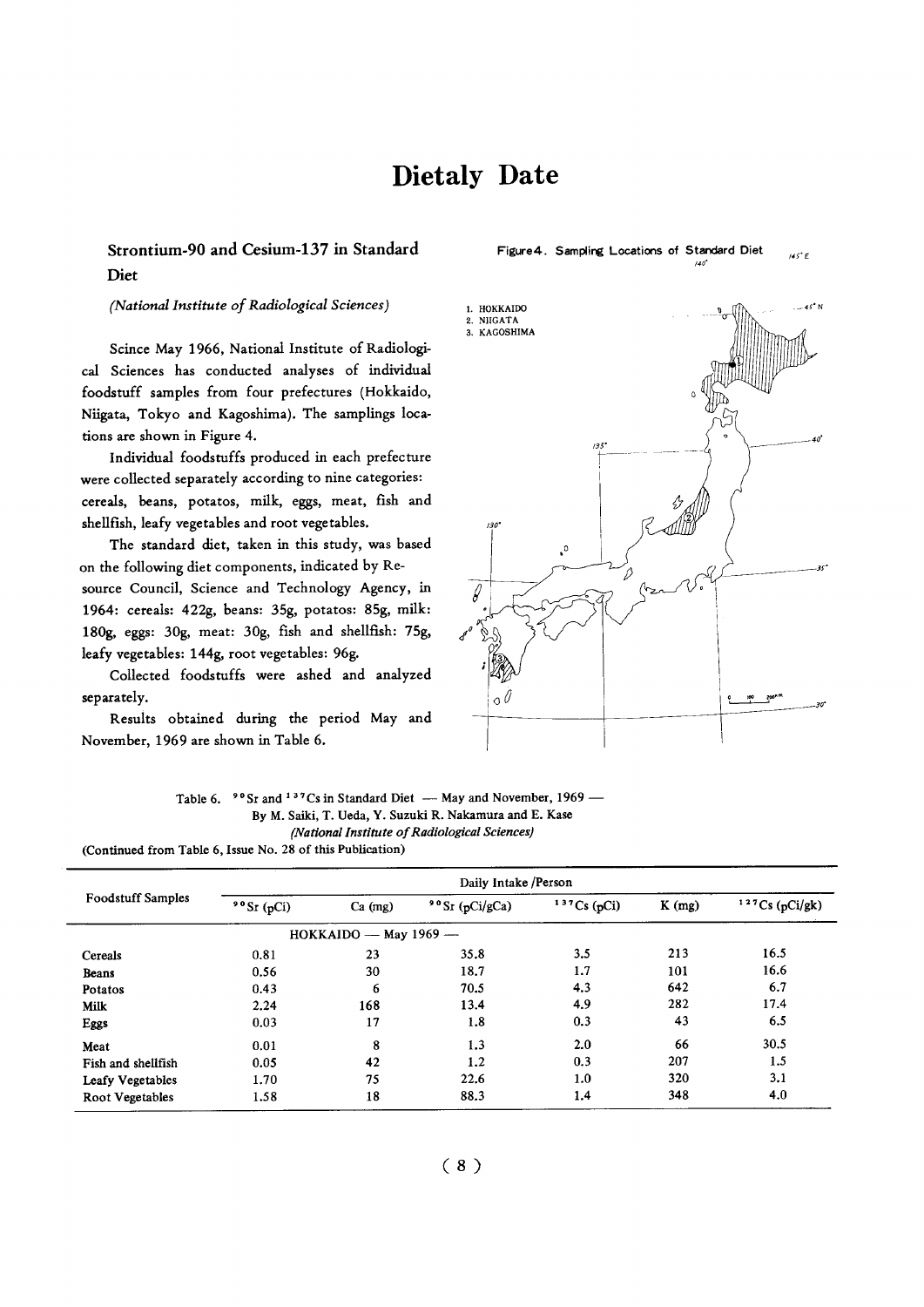# Dietaly Date

## Strontium-90 and Cesium-137 in Standard Diet

*(National Institute of Radiological Sciences)*

Scince May 1966, National Institute of Radiological Sciences has conducted analyses of individual foodstuff samples from four prefectures (Hokkaido, Niigata, Tokyo and Kagoshima). The samplings locations are shown in Figure 4.

Individual foodstuffs produced in each prefecture were collected separately according to nine categories: cereals, beans, potatos, milk, eggs, meat, fish and shellfish, leafy vegetables and root vegetables.

The standard diet, taken in this study, was based on the following diet components, indicated by Resource Council, Science and Technology Agency, in 1964: cereals: 422g, beans: 35g, potatos: 85g, milk: 180g, eggs: 30g, meat: 30g, fish and shellfish: 75g, leafy vegetables: 144g, root vegetables: 96g.

Collected foodstuffs were ashed and analyzed separately.

Results obtained during the period May and November, 1969 are shown in Table 6.

Figure4. Sampling Locations of Standard Diet

1. HOKKAIDO
2. NIIGATA
3. KAGOSHIMA

145°E
140°
45°N
40°
135°
130°
35°
30°

Table 6. $^{90}$Sr and $^{137}$Cs in Standard Diet — May and November, 1969 —
By M. Saiki, T. Ueda, Y. Suzuki R. Nakamura and E. Kase
*(National Institute of Radiological Sciences)*
(Continued from Table 6, Issue No. 28 of this Publication)

| Foodstuff Samples | Daily Intake /Person | | | | | |
|---|---|---|---|---|---|---|
| | $^{90}$Sr (pCi) | Ca (mg) | $^{90}$Sr (pCi/gCa) | $^{137}$Cs (pCi) | K (mg) | $^{127}$Cs (pCi/gk) |
| | | HOKKAIDO — May 1969 — | | | | |
| Cereals | 0.81 | 23 | 35.8 | 3.5 | 213 | 16.5 |
| Beans | 0.56 | 30 | 18.7 | 1.7 | 101 | 16.6 |
| Potatos | 0.43 | 6 | 70.5 | 4.3 | 642 | 6.7 |
| Milk | 2.24 | 168 | 13.4 | 4.9 | 282 | 17.4 |
| Eggs | 0.03 | 17 | 1.8 | 0.3 | 43 | 6.5 |
| Meat | 0.01 | 8 | 1.3 | 2.0 | 66 | 30.5 |
| Fish and shellfish | 0.05 | 42 | 1.2 | 0.3 | 207 | 1.5 |
| Leafy Vegetables | 1.70 | 75 | 22.6 | 1.0 | 320 | 3.1 |
| Root Vegetables | 1.58 | 18 | 88.3 | 1.4 | 348 | 4.0 |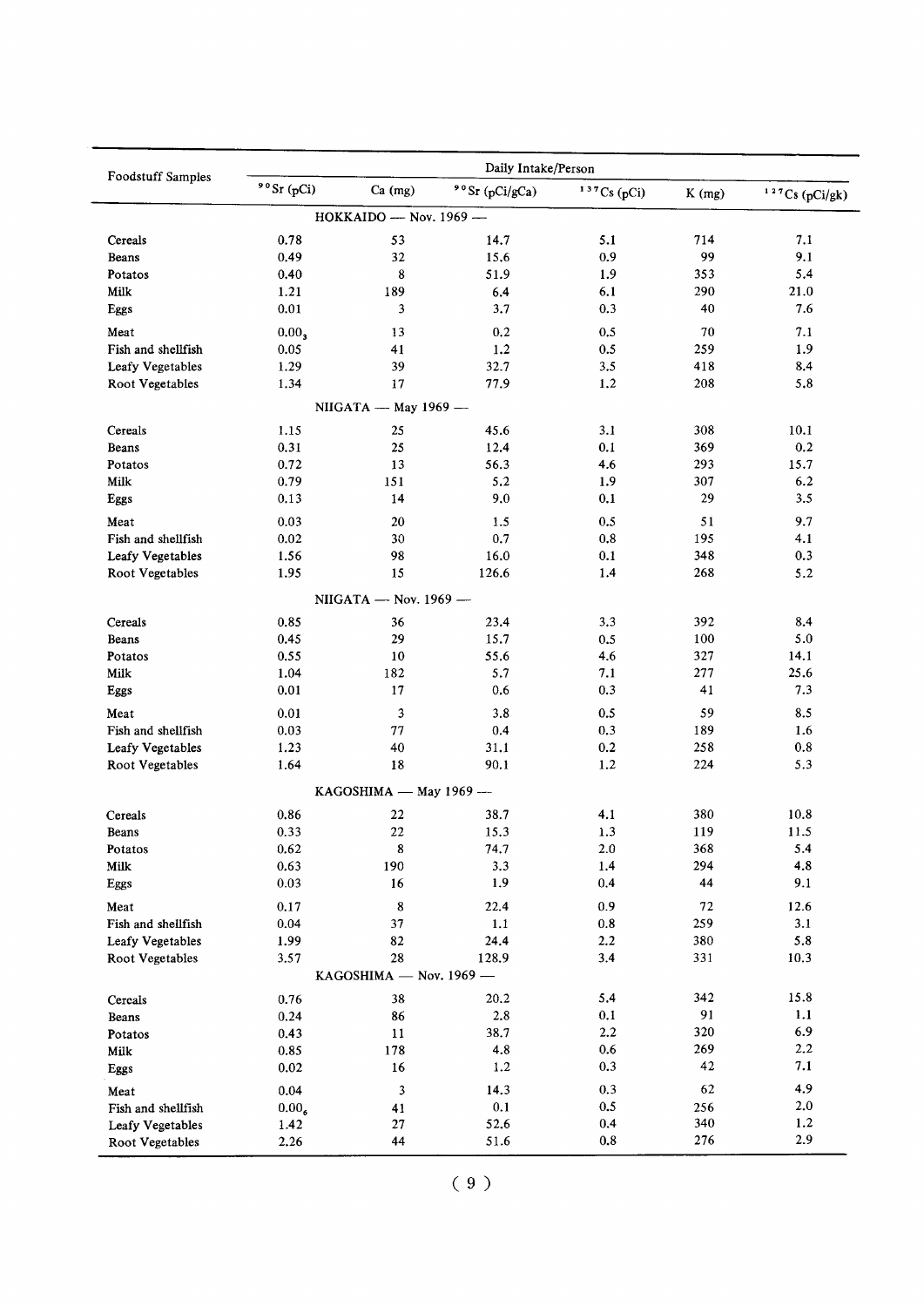| Foodstuff Samples | Daily Intake/Person | | | | | |
|---|---|---|---|---|---|---|
| | $^{90}Sr$ (pCi) | Ca (mg) | $^{90}Sr$ (pCi/gCa) | $^{137}Cs$ (pCi) | K (mg) | $^{127}Cs$ (pCi/gk) |
| | | HOKKAIDO — Nov. 1969 — | | | | |
| Cereals | 0.78 | 53 | 14.7 | 5.1 | 714 | 7.1 |
| Beans | 0.49 | 32 | 15.6 | 0.9 | 99 | 9.1 |
| Potatos | 0.40 | 8 | 51.9 | 1.9 | 353 | 5.4 |
| Milk | 1.21 | 189 | 6.4 | 6.1 | 290 | 21.0 |
| Eggs | 0.01 | 3 | 3.7 | 0.3 | 40 | 7.6 |
| Meat | $0.00_3$ | 13 | 0.2 | 0.5 | 70 | 7.1 |
| Fish and shellfish | 0.05 | 41 | 1.2 | 0.5 | 259 | 1.9 |
| Leafy Vegetables | 1.29 | 39 | 32.7 | 3.5 | 418 | 8.4 |
| Root Vegetables | 1.34 | 17 | 77.9 | 1.2 | 208 | 5.8 |
| | | NIIGATA — May 1969 — | | | | |
| Cereals | 1.15 | 25 | 45.6 | 3.1 | 308 | 10.1 |
| Beans | 0.31 | 25 | 12.4 | 0.1 | 369 | 0.2 |
| Potatos | 0.72 | 13 | 56.3 | 4.6 | 293 | 15.7 |
| Milk | 0.79 | 151 | 5.2 | 1.9 | 307 | 6.2 |
| Eggs | 0.13 | 14 | 9.0 | 0.1 | 29 | 3.5 |
| Meat | 0.03 | 20 | 1.5 | 0.5 | 51 | 9.7 |
| Fish and shellfish | 0.02 | 30 | 0.7 | 0.8 | 195 | 4.1 |
| Leafy Vegetables | 1.56 | 98 | 16.0 | 0.1 | 348 | 0.3 |
| Root Vegetables | 1.95 | 15 | 126.6 | 1.4 | 268 | 5.2 |
| | | NIIGATA — Nov. 1969 — | | | | |
| Cereals | 0.85 | 36 | 23.4 | 3.3 | 392 | 8.4 |
| Beans | 0.45 | 29 | 15.7 | 0.5 | 100 | 5.0 |
| Potatos | 0.55 | 10 | 55.6 | 4.6 | 327 | 14.1 |
| Milk | 1.04 | 182 | 5.7 | 7.1 | 277 | 25.6 |
| Eggs | 0.01 | 17 | 0.6 | 0.3 | 41 | 7.3 |
| Meat | 0.01 | 3 | 3.8 | 0.5 | 59 | 8.5 |
| Fish and shellfish | 0.03 | 77 | 0.4 | 0.3 | 189 | 1.6 |
| Leafy Vegetables | 1.23 | 40 | 31.1 | 0.2 | 258 | 0.8 |
| Root Vegetables | 1.64 | 18 | 90.1 | 1.2 | 224 | 5.3 |
| | | KAGOSHIMA — May 1969 — | | | | |
| Cereals | 0.86 | 22 | 38.7 | 4.1 | 380 | 10.8 |
| Beans | 0.33 | 22 | 15.3 | 1.3 | 119 | 11.5 |
| Potatos | 0.62 | 8 | 74.7 | 2.0 | 368 | 5.4 |
| Milk | 0.63 | 190 | 3.3 | 1.4 | 294 | 4.8 |
| Eggs | 0.03 | 16 | 1.9 | 0.4 | 44 | 9.1 |
| Meat | 0.17 | 8 | 22.4 | 0.9 | 72 | 12.6 |
| Fish and shellfish | 0.04 | 37 | 1.1 | 0.8 | 259 | 3.1 |
| Leafy Vegetables | 1.99 | 82 | 24.4 | 2.2 | 380 | 5.8 |
| Root Vegetables | 3.57 | 28 | 128.9 | 3.4 | 331 | 10.3 |
| | | KAGOSHIMA — Nov. 1969 — | | | | |
| Cereals | 0.76 | 38 | 20.2 | 5.4 | 342 | 15.8 |
| Beans | 0.24 | 86 | 2.8 | 0.1 | 91 | 1.1 |
| Potatos | 0.43 | 11 | 38.7 | 2.2 | 320 | 6.9 |
| Milk | 0.85 | 178 | 4.8 | 0.6 | 269 | 2.2 |
| Eggs | 0.02 | 16 | 1.2 | 0.3 | 42 | 7.1 |
| Meat | 0.04 | 3 | 14.3 | 0.3 | 62 | 4.9 |
| Fish and shellfish | $0.00_6$ | 41 | 0.1 | 0.5 | 256 | 2.0 |
| Leafy Vegetables | 1.42 | 27 | 52.6 | 0.4 | 340 | 1.2 |
| Root Vegetables | 2.26 | 44 | 51.6 | 0.8 | 276 | 2.9 |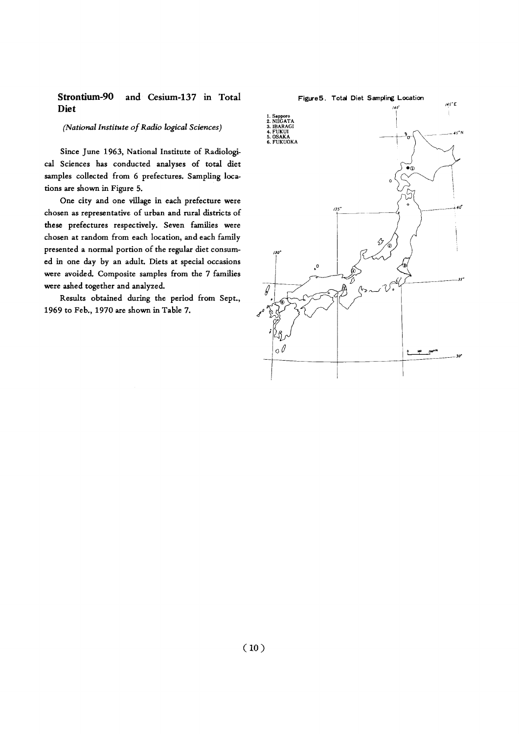## Strontium-90 and Cesium-137 in Total Diet

*(National Institute of Radio logical Sciences)*

Since June 1963, National Institute of Radiological Sciences has conducted analyses of total diet samples collected from 6 prefectures. Sampling locations are shown in Figure 5.

One city and one village in each prefecture were chosen as representative of urban and rural districts of these prefectures respectively. Seven families were chosen at random from each location, and each family presented a normal portion of the regular diet consumed in one day by an adult. Diets at special occasions were avoided. Composite samples from the 7 families were ashed together and analyzed.

Results obtained during the period from Sept., 1969 to Feb., 1970 are shown in Table 7.

Figure5. Total Diet Sampling Location

1. Sapporo
2. NIIGATA
3. IBARAGI
4. FUKUI
5. OSAKA
6. FUKUOKA

140°
145°E
45°N
40°
135°
130°
35°
30°
0 100 200km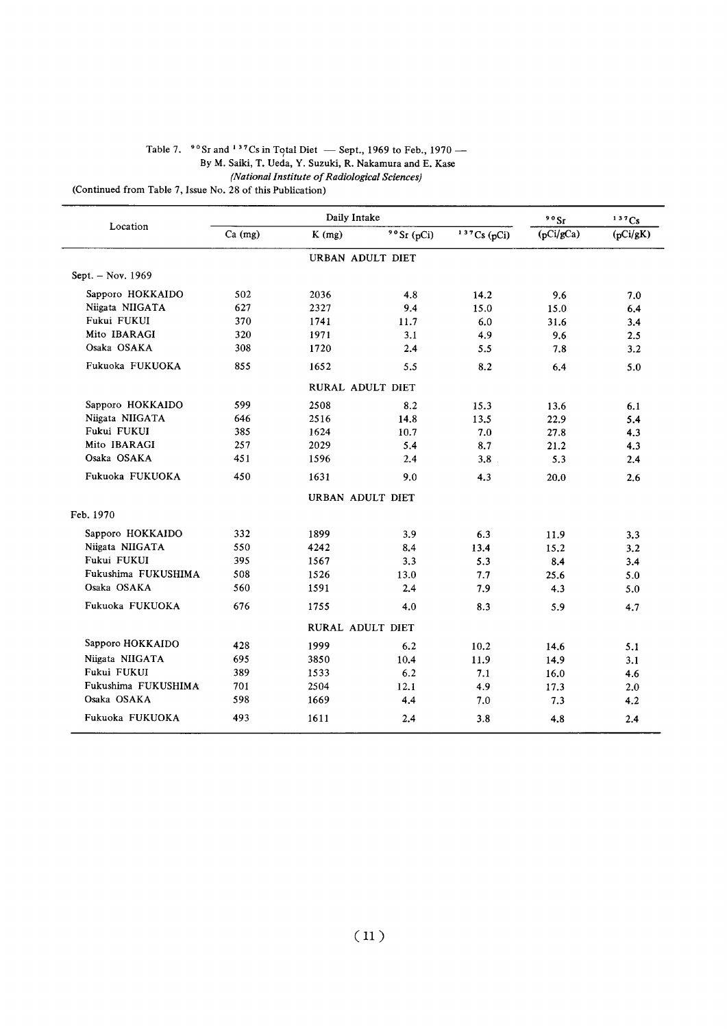Table 7. $^{90}Sr$ and $^{137}Cs$ in Total Diet — Sept., 1969 to Feb., 1970 —
By M. Saiki, T. Ueda, Y. Suzuki, R. Nakamura and E. Kase
*(National Institute of Radiological Sciences)*
(Continued from Table 7, Issue No. 28 of this Publication)

| Location | Daily Intake | | | | $^{90}Sr$ | $^{137}Cs$ |
|---|---|---|---|---|---|---|
| | Ca (mg) | K (mg) | $^{90}Sr$ (pCi) | $^{137}Cs$ (pCi) | (pCi/gCa) | (pCi/gK) |
| | | | URBAN ADULT DIET | | | |
| Sept. – Nov. 1969 | | | | | | |
| Sapporo HOKKAIDO | 502 | 2036 | 4.8 | 14.2 | 9.6 | 7.0 |
| Niigata NIIGATA | 627 | 2327 | 9.4 | 15.0 | 15.0 | 6.4 |
| Fukui FUKUI | 370 | 1741 | 11.7 | 6.0 | 31.6 | 3.4 |
| Mito IBARAGI | 320 | 1971 | 3.1 | 4.9 | 9.6 | 2.5 |
| Osaka OSAKA | 308 | 1720 | 2.4 | 5.5 | 7.8 | 3.2 |
| Fukuoka FUKUOKA | 855 | 1652 | 5.5 | 8.2 | 6.4 | 5.0 |
| | | | RURAL ADULT DIET | | | |
| Sapporo HOKKAIDO | 599 | 2508 | 8.2 | 15.3 | 13.6 | 6.1 |
| Niigata NIIGATA | 646 | 2516 | 14.8 | 13.5 | 22.9 | 5.4 |
| Fukui FUKUI | 385 | 1624 | 10.7 | 7.0 | 27.8 | 4.3 |
| Mito IBARAGI | 257 | 2029 | 5.4 | 8.7 | 21.2 | 4.3 |
| Osaka OSAKA | 451 | 1596 | 2.4 | 3.8 | 5.3 | 2.4 |
| Fukuoka FUKUOKA | 450 | 1631 | 9.0 | 4.3 | 20.0 | 2.6 |
| | | | URBAN ADULT DIET | | | |
| Feb. 1970 | | | | | | |
| Sapporo HOKKAIDO | 332 | 1899 | 3.9 | 6.3 | 11.9 | 3.3 |
| Niigata NIIGATA | 550 | 4242 | 8.4 | 13.4 | 15.2 | 3.2 |
| Fukui FUKUI | 395 | 1567 | 3.3 | 5.3 | 8.4 | 3.4 |
| Fukushima FUKUSHIMA | 508 | 1526 | 13.0 | 7.7 | 25.6 | 5.0 |
| Osaka OSAKA | 560 | 1591 | 2.4 | 7.9 | 4.3 | 5.0 |
| Fukuoka FUKUOKA | 676 | 1755 | 4.0 | 8.3 | 5.9 | 4.7 |
| | | | RURAL ADULT DIET | | | |
| Sapporo HOKKAIDO | 428 | 1999 | 6.2 | 10.2 | 14.6 | 5.1 |
| Niigata NIIGATA | 695 | 3850 | 10.4 | 11.9 | 14.9 | 3.1 |
| Fukui FUKUI | 389 | 1533 | 6.2 | 7.1 | 16.0 | 4.6 |
| Fukushima FUKUSHIMA | 701 | 2504 | 12.1 | 4.9 | 17.3 | 2.0 |
| Osaka OSAKA | 598 | 1669 | 4.4 | 7.0 | 7.3 | 4.2 |
| Fukuoka FUKUOKA | 493 | 1611 | 2.4 | 3.8 | 4.8 | 2.4 |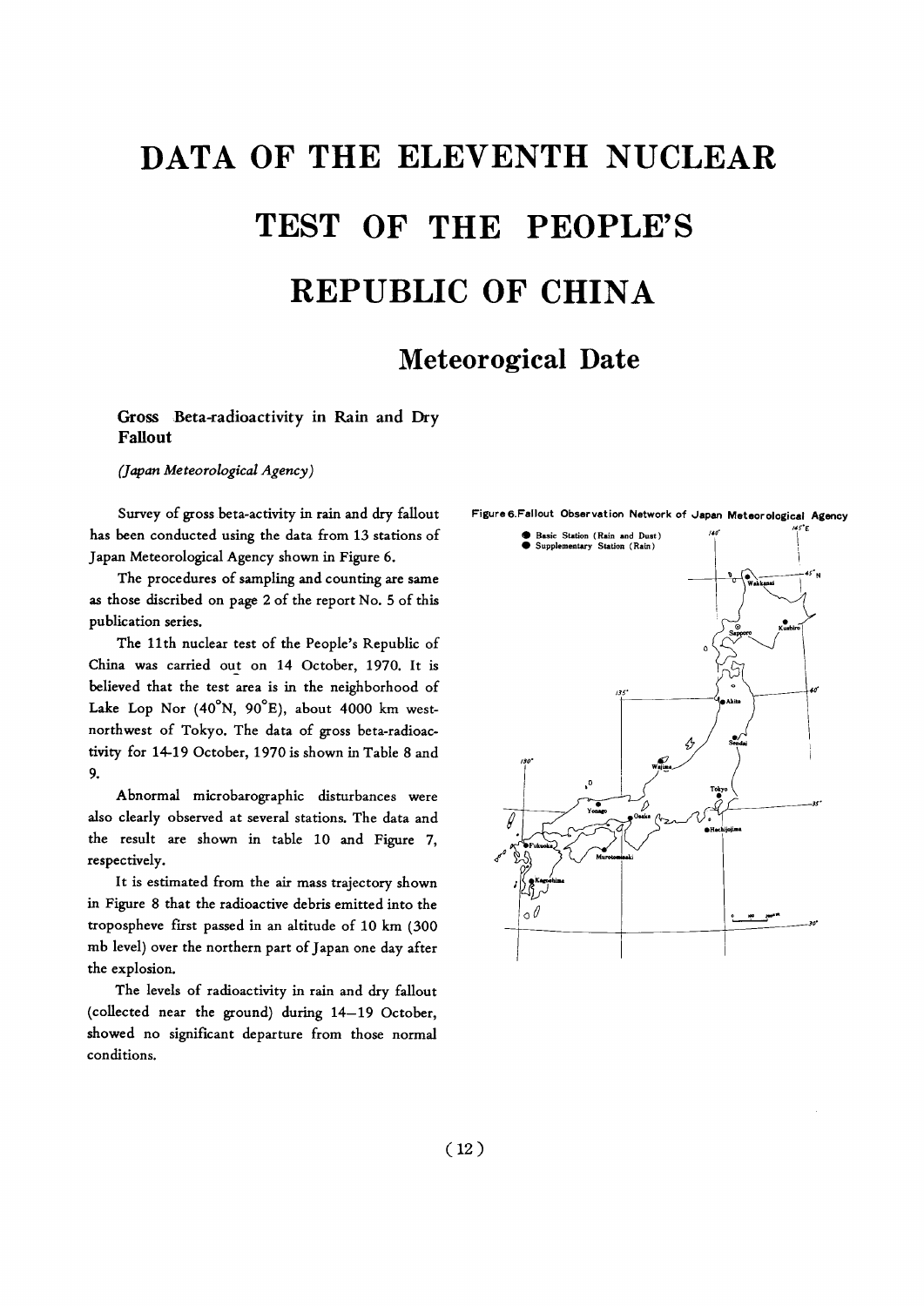# DATA OF THE ELEVENTH NUCLEAR TEST OF THE PEOPLE'S REPUBLIC OF CHINA

## Meteorogical Date

### Gross Beta-radioactivity in Rain and Dry Fallout

*(Japan Meteorological Agency)*

Survey of gross beta-activity in rain and dry fallout has been conducted using the data from 13 stations of Japan Meteorological Agency shown in Figure 6.

The procedures of sampling and counting are same as those discribed on page 2 of the report No. 5 of this publication series.

The 11th nuclear test of the People's Republic of China was carried out on 14 October, 1970. It is believed that the test area is in the neighborhood of Lake Lop Nor (40°N, 90°E), about 4000 km west-northwest of Tokyo. The data of gross beta-radioactivity for 14-19 October, 1970 is shown in Table 8 and 9.

Abnormal microbarographic disturbances were also clearly observed at several stations. The data and the result are shown in table 10 and Figure 7, respectively.

It is estimated from the air mass trajectory shown in Figure 8 that the radioactive debris emitted into the tropospheve first passed in an altitude of 10 km (300 mb level) over the northern part of Japan one day after the explosion.

The levels of radioactivity in rain and dry fallout (collected near the ground) during 14–19 October, showed no significant departure from those normal conditions.

Figure 6. Fallout Observation Network of Japan Meteorological Agency

● Basic Station (Rain and Dust)
● Supplementary Station (Rain)

140° 145°E 45°N 40° 35° 30° 135° 130°

Wakkanai
Sapporo
Kushiro
Akita
Sendai
Wajima
Tokyo
Yonago
Osaka
Hachijojima
Fukuoka
Muroto-misaki
Kagoshima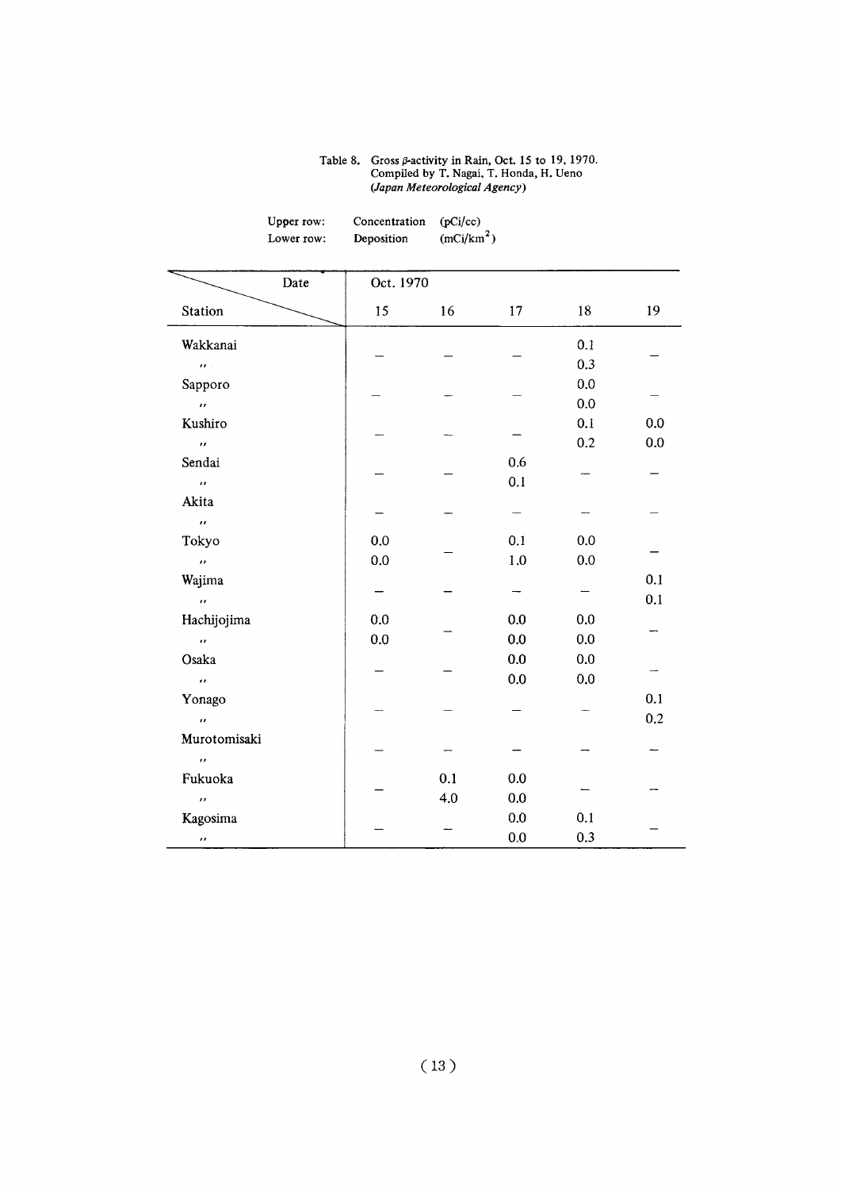Table 8. Gross $\beta$-activity in Rain, Oct. 15 to 19, 1970.
Compiled by T. Nagai, T. Honda, H. Ueno
*(Japan Meteorological Agency)*

Upper row: Concentration (pCi/cc)
Lower row: Deposition ($mCi/km^2$)

| Station \ Date | Oct. 1970 15 | 16 | 17 | 18 | 19 |
|---|---|---|---|---|---|
| Wakkanai | – | – | – | 0.1 | – |
| 〃 | | | | 0.3 | |
| Sapporo | – | – | – | 0.0 | – |
| 〃 | | | | 0.0 | |
| Kushiro | – | – | – | 0.1 | 0.0 |
| 〃 | | | | 0.2 | 0.0 |
| Sendai | – | – | 0.6 | – | – |
| 〃 | | | 0.1 | | |
| Akita | – | – | – | – | – |
| 〃 | | | | | |
| Tokyo | 0.0 | – | 0.1 | 0.0 | – |
| 〃 | 0.0 | | 1.0 | 0.0 | |
| Wajima | – | – | – | – | 0.1 |
| 〃 | | | | | 0.1 |
| Hachijojima | 0.0 | – | 0.0 | 0.0 | – |
| 〃 | 0.0 | | 0.0 | 0.0 | |
| Osaka | – | – | 0.0 | 0.0 | – |
| 〃 | | | 0.0 | 0.0 | |
| Yonago | – | – | – | – | 0.1 |
| 〃 | | | | | 0.2 |
| Murotomisaki | – | – | – | – | – |
| 〃 | | | | | |
| Fukuoka | – | 0.1 | 0.0 | – | – |
| 〃 | | 4.0 | 0.0 | | |
| Kagosima | – | – | 0.0 | 0.1 | – |
| 〃 | | | 0.0 | 0.3 | |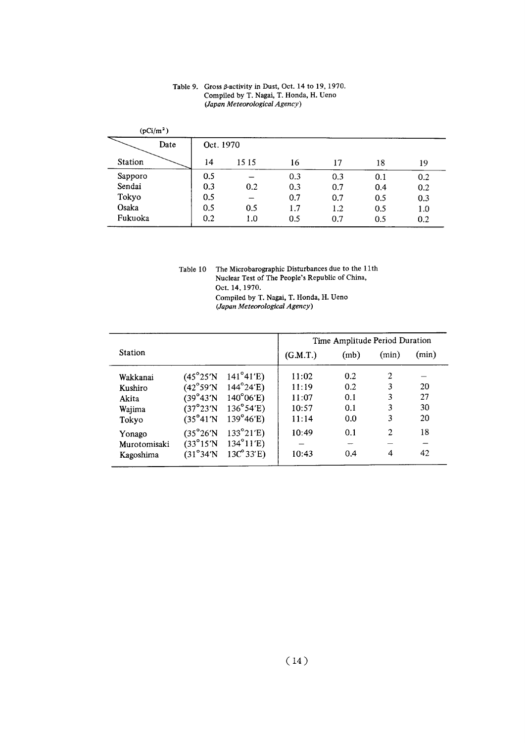Table 9. Gross β-activity in Dust, Oct. 14 to 19, 1970.
Compiled by T. Nagai, T. Honda, H. Ueno
*(Japan Meteorological Agency)*

(pCi/m²)

| Station \ Date | Oct. 1970 14 | 15 15 | 16 | 17 | 18 | 19 |
|---|---|---|---|---|---|---|
| Sapporo | 0.5 | – | 0.3 | 0.3 | 0.1 | 0.2 |
| Sendai | 0.3 | 0.2 | 0.3 | 0.7 | 0.4 | 0.2 |
| Tokyo | 0.5 | – | 0.7 | 0.7 | 0.5 | 0.3 |
| Osaka | 0.5 | 0.5 | 1.7 | 1.2 | 0.5 | 1.0 |
| Fukuoka | 0.2 | 1.0 | 0.5 | 0.7 | 0.5 | 0.2 |

Table 10 The Microbarographic Disturbances due to the 11th Nuclear Test of The People's Republic of China, Oct. 14, 1970.
Compiled by T. Nagai, T. Honda, H. Ueno
*(Japan Meteorological Agency)*

| Station | | | Time (G.M.T.) | Amplitude (mb) | Period (min) | Duration (min) |
|---|---|---|---|---|---|---|
| Wakkanai | (45°25'N | 141°41'E) | 11:02 | 0.2 | 2 | – |
| Kushiro | (42°59'N | 144°24'E) | 11:19 | 0.2 | 3 | 20 |
| Akita | (39°43'N | 140°06'E) | 11:07 | 0.1 | 3 | 27 |
| Wajima | (37°23'N | 136°54'E) | 10:57 | 0.1 | 3 | 30 |
| Tokyo | (35°41'N | 139°46'E) | 11:14 | 0.0 | 3 | 20 |
| Yonago | (35°26'N | 133°21'E) | 10:49 | 0.1 | 2 | 18 |
| Murotomisaki | (33°15'N | 134°11'E) | – | – | – | – |
| Kagoshima | (31°34'N | 130°33'E) | 10:43 | 0.4 | 4 | 42 |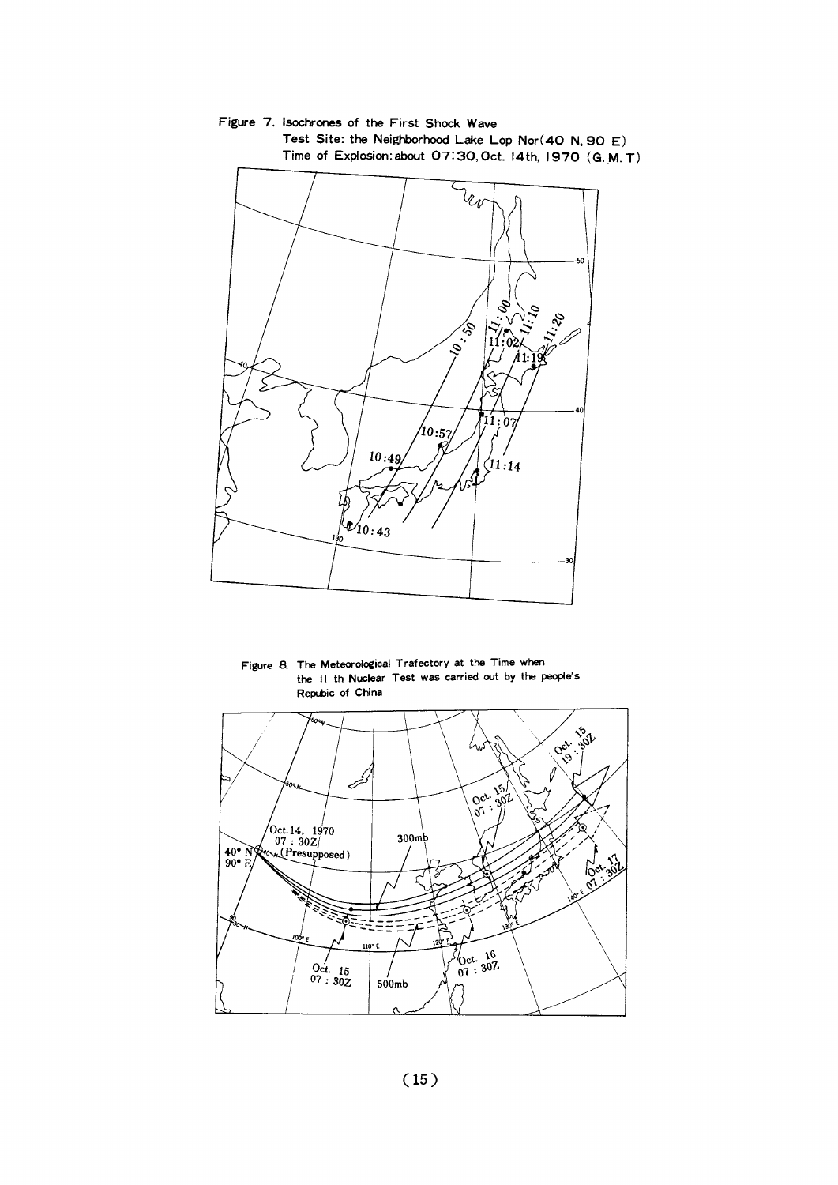Figure 7. Isochrones of the First Shock Wave
Test Site: the Neighborhood Lake Lop Nor(40 N, 90 E)
Time of Explosion: about 07:30, Oct. 14th, 1970 (G. M. T)

50
40
30
130
10:50
11:00
11:10
11:20
11:02
11:19
11:07
10:57
10:49
11:14
10:43

Figure 8. The Meteorological Trafectory at the Time when the 11 th Nuclear Test was carried out by the people's Repubic of China

60°N
50°N
40°N
30°N
Oct. 14, 1970
07 : 30Z
40° N
90° E
(Presupposed)
300mb
500mb
Oct. 15
07 : 30Z
Oct. 15
07 : 30Z
Oct. 15
19 : 30Z
Oct. 16
07 : 30Z
Oct. 17
07 : 30Z
100° E
110° E
120° E
130° E
140° E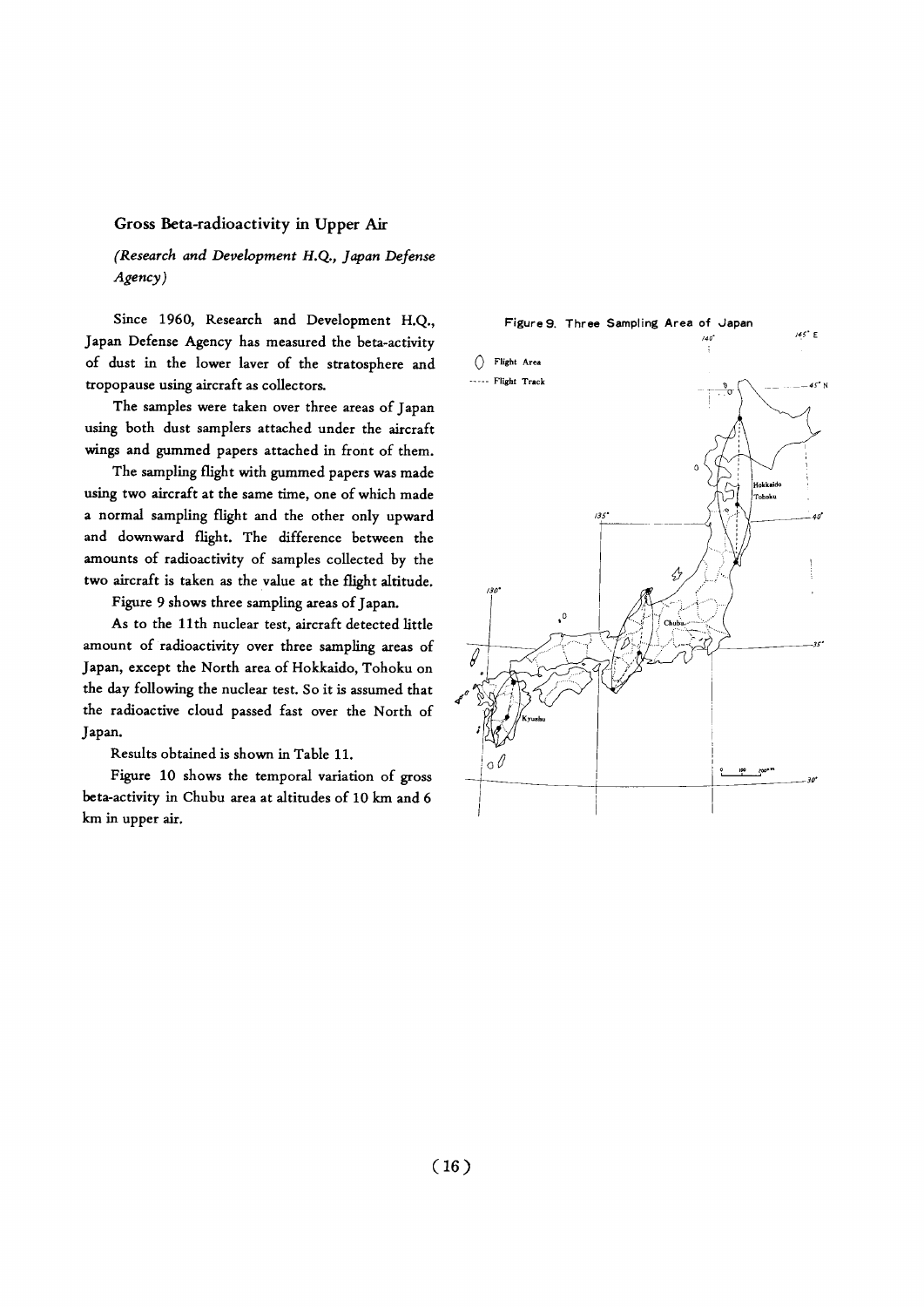## Gross Beta-radioactivity in Upper Air

*(Research and Development H.Q., Japan Defense Agency)*

Since 1960, Research and Development H.Q., Japan Defense Agency has measured the beta-activity of dust in the lower laver of the stratosphere and tropopause using aircraft as collectors.

The samples were taken over three areas of Japan using both dust samplers attached under the aircraft wings and gummed papers attached in front of them.

The sampling flight with gummed papers was made using two aircraft at the same time, one of which made a normal sampling flight and the other only upward and downward flight. The difference between the amounts of radioactivity of samples collected by the two aircraft is taken as the value at the flight altitude.

Figure 9 shows three sampling areas of Japan.

As to the 11th nuclear test, aircraft detected little amount of radioactivity over three sampling areas of Japan, except the North area of Hokkaido, Tohoku on the day following the nuclear test. So it is assumed that the radioactive cloud passed fast over the North of Japan.

Results obtained is shown in Table 11.

Figure 10 shows the temporal variation of gross beta-activity in Chubu area at altitudes of 10 km and 6 km in upper air.

Figure 9. Three Sampling Area of Japan

Flight Area

Flight Track

140°

145° E

45° N

40°

35°

30°

130°

135°

Hokkaido Tohoku

Chubu

Kyushu

0 100 200 km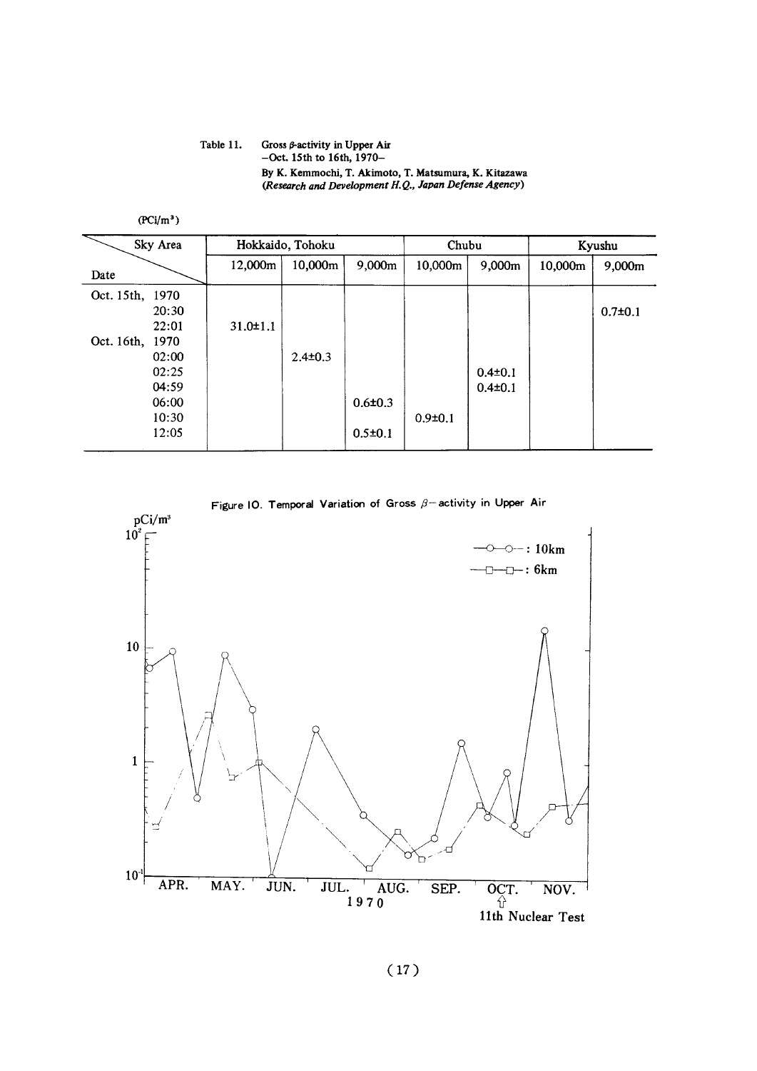Table 11. Gross β-activity in Upper Air
—Oct. 15th to 16th, 1970—
By K. Kemmochi, T. Akimoto, T. Matsumura, K. Kitazawa
*(Research and Development H.Q., Japan Defense Agency)*

(PCi/m³)

| Sky Area / Date | Hokkaido, Tohoku | | | Chubu | | Kyushu | |
|---|---|---|---|---|---|---|---|
| | 12,000m | 10,000m | 9,000m | 10,000m | 9,000m | 10,000m | 9,000m |
| Oct. 15th, 1970 | | | | | | | |
| 20:30 | | | | | | | 0.7±0.1 |
| 22:01 | 31.0±1.1 | | | | | | |
| Oct. 16th, 1970 | | | | | | | |
| 02:00 | | 2.4±0.3 | | | | | |
| 02:25 | | | | | 0.4±0.1 | | |
| 04:59 | | | | | 0.4±0.1 | | |
| 06:00 | | | 0.6±0.3 | | | | |
| 10:30 | | | | 0.9±0.1 | | | |
| 12:05 | | | 0.5±0.1 | | | | |

Figure 10. Temporal Variation of Gross β-activity in Upper Air

pCi/m³

$10^2$

10

1

$10^{-1}$

—○—○—: 10km

—□—□—: 6km

APR. MAY. JUN. JUL. AUG. SEP. OCT. NOV.

1970

⇧

11th Nuclear Test